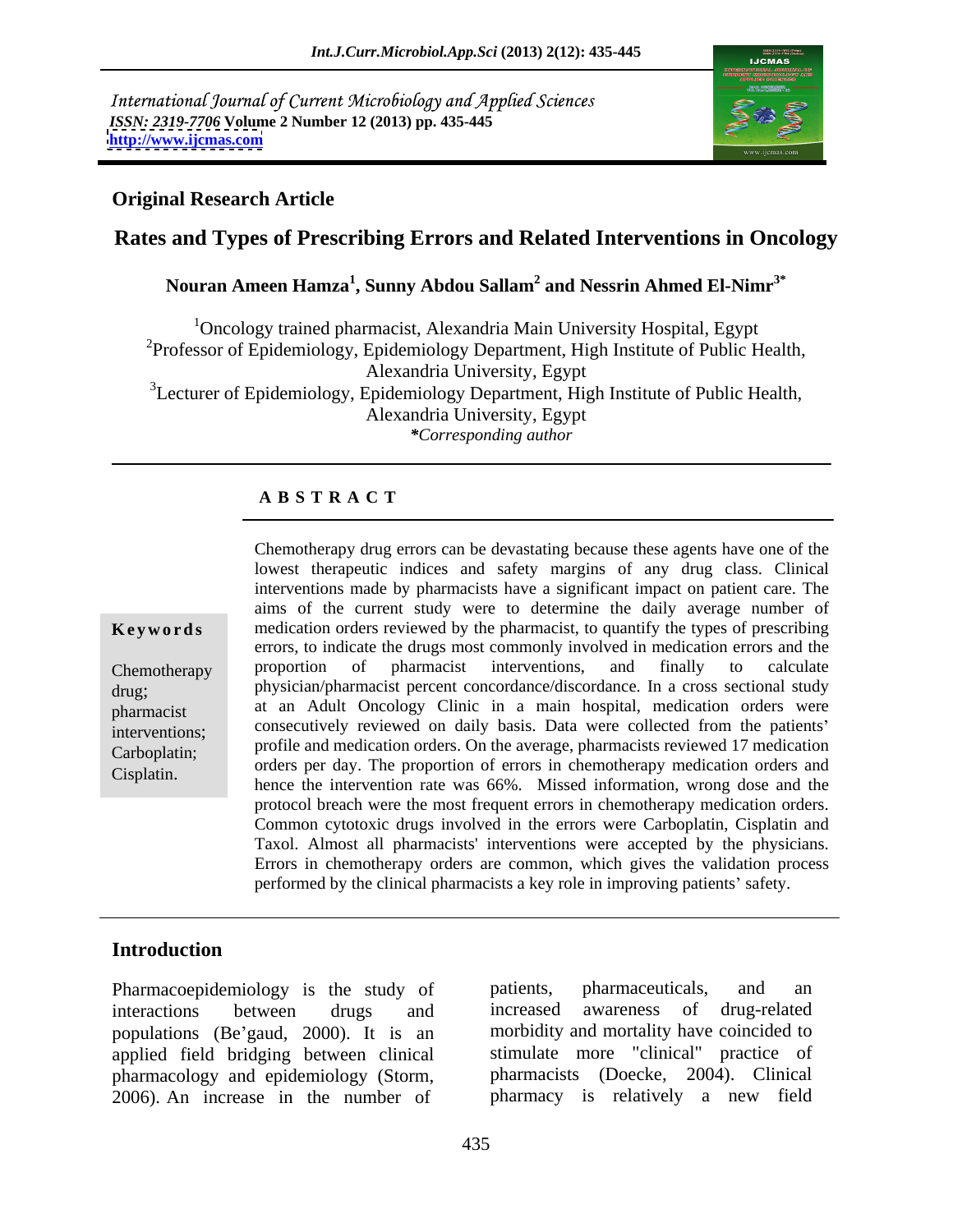International Journal of Current Microbiology and Applied Sciences
*ISSN: 2319-7706* **Volume 2 Number 12 (2013) pp. 435-445**
**http://www.ijcmas.com**

## Original Research Article

# Rates and Types of Prescribing Errors and Related Interventions in Oncology

**Nouran Ameen Hamza[1], Sunny Abdou Sallam[2] and Nessrin Ahmed El-Nimr[3*]**

[1]Oncology trained pharmacist, Alexandria Main University Hospital, Egypt
[2]Professor of Epidemiology, Epidemiology Department, High Institute of Public Health, Alexandria University, Egypt
[3]Lecturer of Epidemiology, Epidemiology Department, High Institute of Public Health, Alexandria University, Egypt
*\*Corresponding author*

### A B S T R A C T

**Keywords**

Chemotherapy drug; pharmacist interventions; Carboplatin; Cisplatin.

Chemotherapy drug errors can be devastating because these agents have one of the lowest therapeutic indices and safety margins of any drug class. Clinical interventions made by pharmacists have a significant impact on patient care. The aims of the current study were to determine the daily average number of medication orders reviewed by the pharmacist, to quantify the types of prescribing errors, to indicate the drugs most commonly involved in medication errors and the proportion of pharmacist interventions, and finally to calculate physician/pharmacist percent concordance/discordance. In a cross sectional study at an Adult Oncology Clinic in a main hospital, medication orders were consecutively reviewed on daily basis. Data were collected from the patients' profile and medication orders. On the average, pharmacists reviewed 17 medication orders per day. The proportion of errors in chemotherapy medication orders and hence the intervention rate was 66%. Missed information, wrong dose and the protocol breach were the most frequent errors in chemotherapy medication orders. Common cytotoxic drugs involved in the errors were Carboplatin, Cisplatin and Taxol. Almost all pharmacists' interventions were accepted by the physicians. Errors in chemotherapy orders are common, which gives the validation process performed by the clinical pharmacists a key role in improving patients' safety.

## Introduction

Pharmacoepidemiology is the study of interactions between drugs and populations (Be'gaud, 2000). It is an applied field bridging between clinical pharmacology and epidemiology (Storm, 2006). An increase in the number of patients, pharmaceuticals, and an increased awareness of drug-related morbidity and mortality have coincided to stimulate more "clinical" practice of pharmacists (Doecke, 2004). Clinical pharmacy is relatively a new field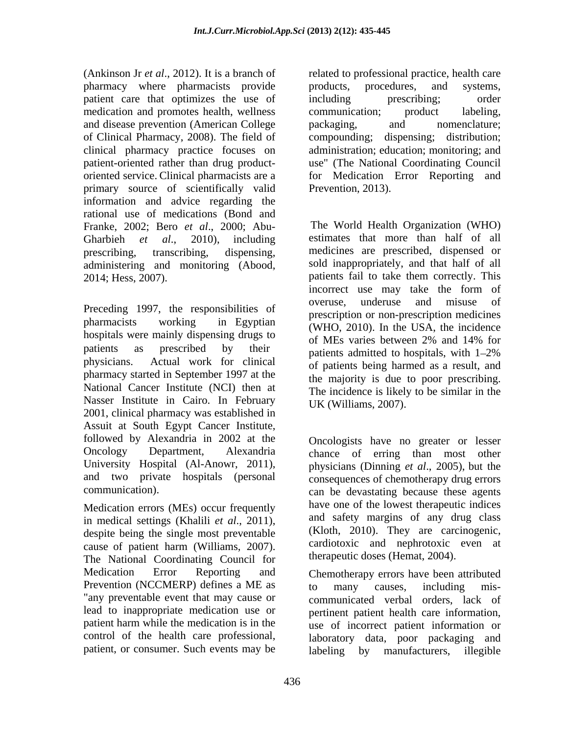(Ankinson Jr *et al*., 2012). It is a branch of pharmacy where pharmacists provide patient care that optimizes the use of medication and promotes health, wellness and disease prevention (American College of Clinical Pharmacy, 2008). The field of clinical pharmacy practice focuses on patient-oriented rather than drug product-oriented service. Clinical pharmacists are a primary source of scientifically valid information and advice regarding the rational use of medications (Bond and Franke, 2002; Bero *et al*., 2000; Abu-Gharbieh *et al*., 2010), including prescribing, transcribing, dispensing, administering and monitoring (Abood, 2014; Hess, 2007).

Preceding 1997, the responsibilities of pharmacists working in Egyptian hospitals were mainly dispensing drugs to patients as prescribed by their physicians. Actual work for clinical pharmacy started in September 1997 at the National Cancer Institute (NCI) then at Nasser Institute in Cairo. In February 2001, clinical pharmacy was established in Assuit at South Egypt Cancer Institute, followed by Alexandria in 2002 at the Oncology Department, Alexandria University Hospital (Al-Anowr, 2011), and two private hospitals (personal communication).

Medication errors (MEs) occur frequently in medical settings (Khalili *et al*., 2011), despite being the single most preventable cause of patient harm (Williams, 2007). The National Coordinating Council for Medication Error Reporting and Prevention (NCCMERP) defines a ME as "any preventable event that may cause or lead to inappropriate medication use or patient harm while the medication is in the control of the health care professional, patient, or consumer. Such events may be related to professional practice, health care products, procedures, and systems, including prescribing; order communication; product labeling, packaging, and nomenclature; compounding; dispensing; distribution; administration; education; monitoring; and use" (The National Coordinating Council for Medication Error Reporting and Prevention, 2013).

The World Health Organization (WHO) estimates that more than half of all medicines are prescribed, dispensed or sold inappropriately, and that half of all patients fail to take them correctly. This incorrect use may take the form of overuse, underuse and misuse of prescription or non-prescription medicines (WHO, 2010). In the USA, the incidence of MEs varies between 2% and 14% for patients admitted to hospitals, with 1–2% of patients being harmed as a result, and the majority is due to poor prescribing. The incidence is likely to be similar in the UK (Williams, 2007).

Oncologists have no greater or lesser chance of erring than most other physicians (Dinning *et al*., 2005), but the consequences of chemotherapy drug errors can be devastating because these agents have one of the lowest therapeutic indices and safety margins of any drug class (Kloth, 2010). They are carcinogenic, cardiotoxic and nephrotoxic even at therapeutic doses (Hemat, 2004).

Chemotherapy errors have been attributed to many causes, including mis-communicated verbal orders, lack of pertinent patient health care information, use of incorrect patient information or laboratory data, poor packaging and labeling by manufacturers, illegible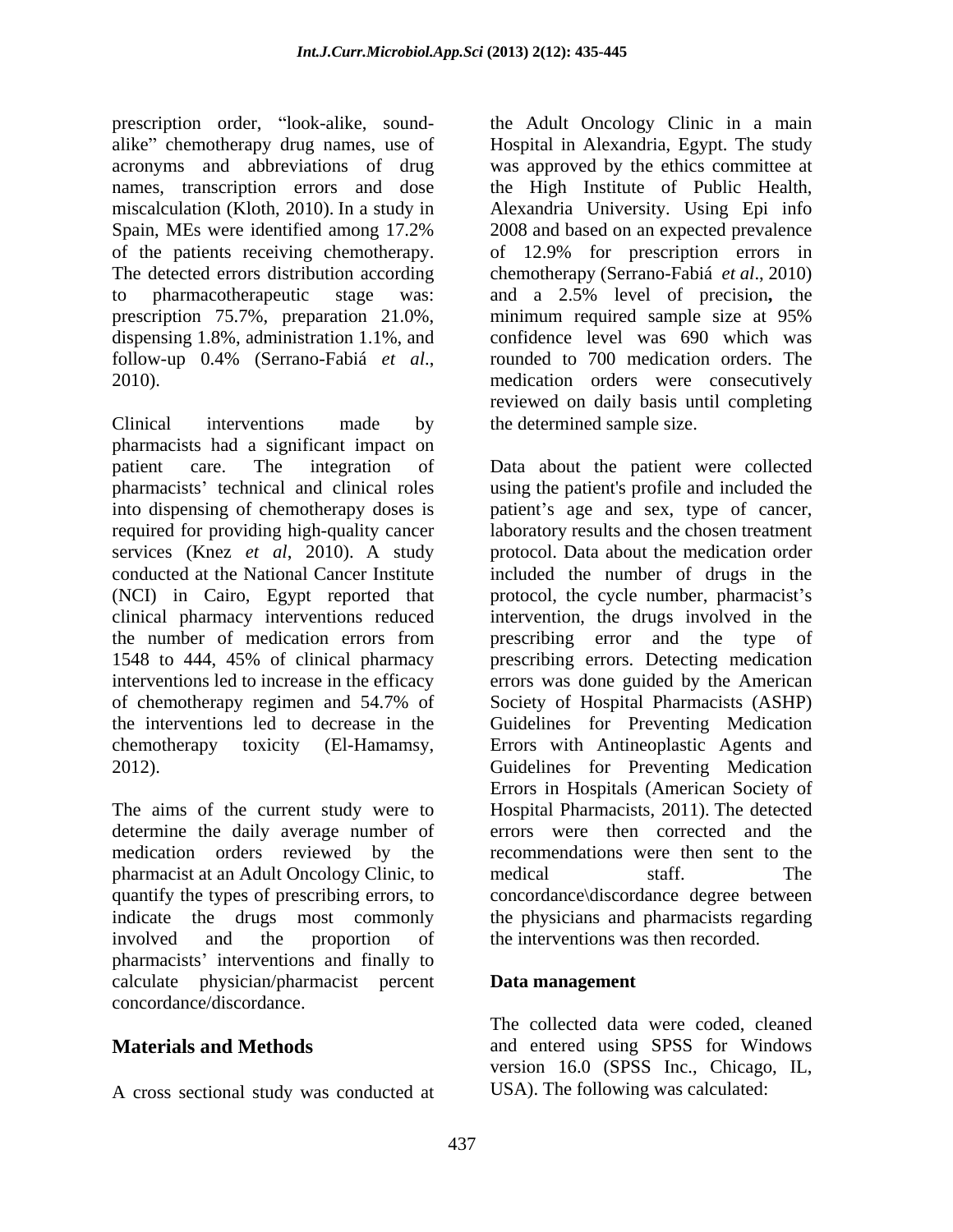prescription order, "look-alike, sound-alike" chemotherapy drug names, use of acronyms and abbreviations of drug names, transcription errors and dose miscalculation (Kloth, 2010). In a study in Spain, MEs were identified among 17.2% of the patients receiving chemotherapy. The detected errors distribution according to pharmacotherapeutic stage was: prescription 75.7%, preparation 21.0%, dispensing 1.8%, administration 1.1%, and follow-up 0.4% (Serrano-Fabiá *et al*., 2010).

Clinical interventions made by pharmacists had a significant impact on patient care. The integration of pharmacists' technical and clinical roles into dispensing of chemotherapy doses is required for providing high-quality cancer services (Knez *et al*, 2010). A study conducted at the National Cancer Institute (NCI) in Cairo, Egypt reported that clinical pharmacy interventions reduced the number of medication errors from 1548 to 444, 45% of clinical pharmacy interventions led to increase in the efficacy of chemotherapy regimen and 54.7% of the interventions led to decrease in the chemotherapy toxicity (El-Hamamsy, 2012).

The aims of the current study were to determine the daily average number of medication orders reviewed by the pharmacist at an Adult Oncology Clinic, to quantify the types of prescribing errors, to indicate the drugs most commonly involved and the proportion of pharmacists' interventions and finally to calculate physician/pharmacist percent concordance/discordance.

## Materials and Methods

A cross sectional study was conducted at the Adult Oncology Clinic in a main Hospital in Alexandria, Egypt. The study was approved by the ethics committee at the High Institute of Public Health, Alexandria University. Using Epi info 2008 and based on an expected prevalence of 12.9% for prescription errors in chemotherapy (Serrano-Fabiá *et al*., 2010) and a 2.5% level of precision**,** the minimum required sample size at 95% confidence level was 690 which was rounded to 700 medication orders. The medication orders were consecutively reviewed on daily basis until completing the determined sample size.

Data about the patient were collected using the patient's profile and included the patient's age and sex, type of cancer, laboratory results and the chosen treatment protocol. Data about the medication order included the number of drugs in the protocol, the cycle number, pharmacist's intervention, the drugs involved in the prescribing error and the type of prescribing errors. Detecting medication errors was done guided by the American Society of Hospital Pharmacists (ASHP) Guidelines for Preventing Medication Errors with Antineoplastic Agents and Guidelines for Preventing Medication Errors in Hospitals (American Society of Hospital Pharmacists, 2011). The detected errors were then corrected and the recommendations were then sent to the medical staff. The concordance\discordance degree between the physicians and pharmacists regarding the interventions was then recorded.

### Data management

The collected data were coded, cleaned and entered using SPSS for Windows version 16.0 (SPSS Inc., Chicago, IL, USA). The following was calculated: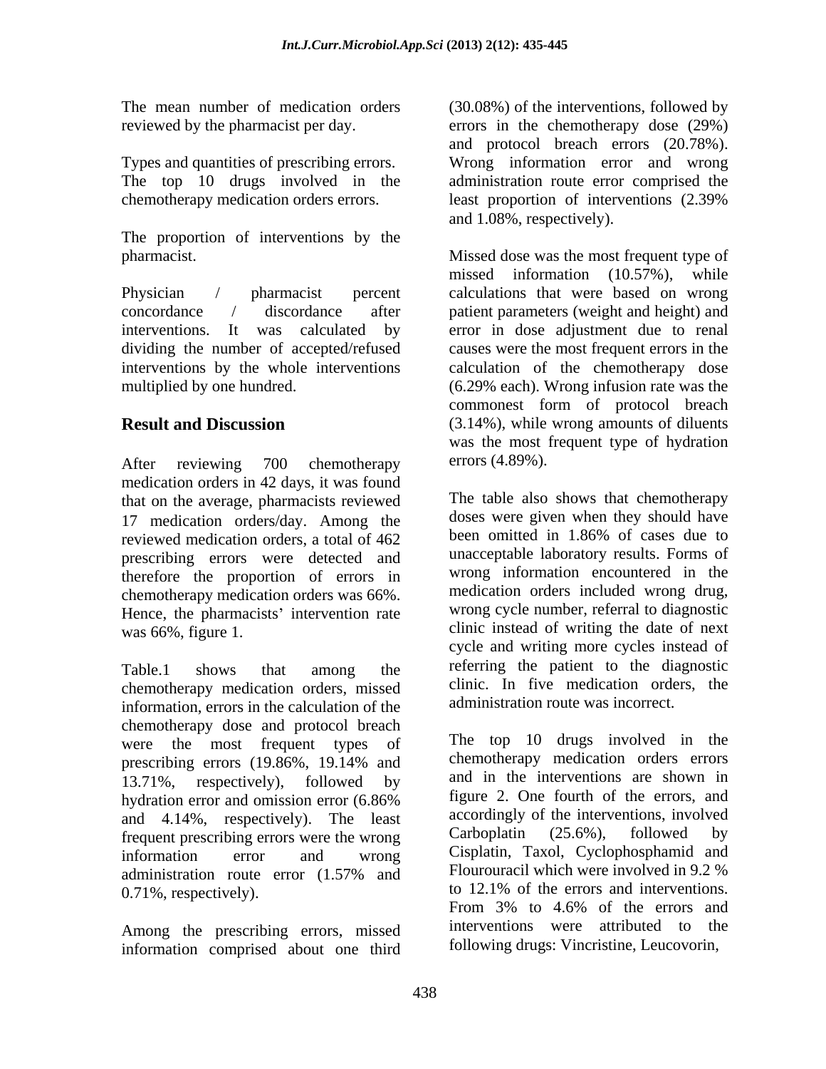The mean number of medication orders reviewed by the pharmacist per day.

Types and quantities of prescribing errors. The top 10 drugs involved in the chemotherapy medication orders errors.

The proportion of interventions by the pharmacist.

Physician / pharmacist percent concordance / discordance after interventions. It was calculated by dividing the number of accepted/refused interventions by the whole interventions multiplied by one hundred.

## Result and Discussion

After reviewing 700 chemotherapy medication orders in 42 days, it was found that on the average, pharmacists reviewed 17 medication orders/day. Among the reviewed medication orders, a total of 462 prescribing errors were detected and therefore the proportion of errors in chemotherapy medication orders was 66%. Hence, the pharmacists' intervention rate was 66%, figure 1.

Table.1 shows that among the chemotherapy medication orders, missed information, errors in the calculation of the chemotherapy dose and protocol breach were the most frequent types of prescribing errors (19.86%, 19.14% and 13.71%, respectively), followed by hydration error and omission error (6.86% and 4.14%, respectively). The least frequent prescribing errors were the wrong information error and wrong administration route error (1.57% and 0.71%, respectively).

Among the prescribing errors, missed information comprised about one third (30.08%) of the interventions, followed by errors in the chemotherapy dose (29%) and protocol breach errors (20.78%). Wrong information error and wrong administration route error comprised the least proportion of interventions (2.39% and 1.08%, respectively).

Missed dose was the most frequent type of missed information (10.57%), while calculations that were based on wrong patient parameters (weight and height) and error in dose adjustment due to renal causes were the most frequent errors in the calculation of the chemotherapy dose (6.29% each). Wrong infusion rate was the commonest form of protocol breach (3.14%), while wrong amounts of diluents was the most frequent type of hydration errors (4.89%).

The table also shows that chemotherapy doses were given when they should have been omitted in 1.86% of cases due to unacceptable laboratory results. Forms of wrong information encountered in the medication orders included wrong drug, wrong cycle number, referral to diagnostic clinic instead of writing the date of next cycle and writing more cycles instead of referring the patient to the diagnostic clinic. In five medication orders, the administration route was incorrect.

The top 10 drugs involved in the chemotherapy medication orders errors and in the interventions are shown in figure 2. One fourth of the errors, and accordingly of the interventions, involved Carboplatin (25.6%), followed by Cisplatin, Taxol, Cyclophosphamid and Flourouracil which were involved in 9.2 % to 12.1% of the errors and interventions. From 3% to 4.6% of the errors and interventions were attributed to the following drugs: Vincristine, Leucovorin,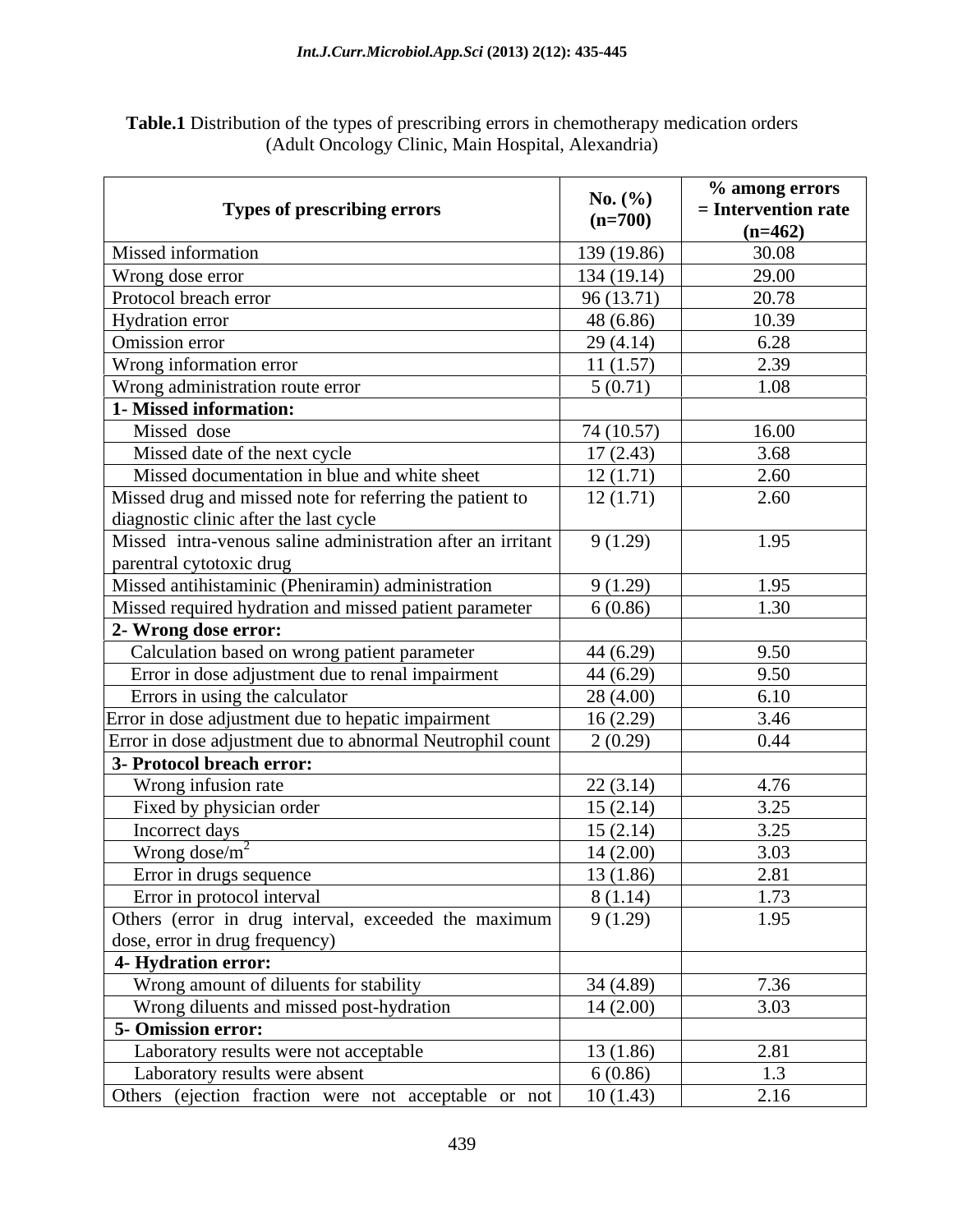**Table.1** Distribution of the types of prescribing errors in chemotherapy medication orders (Adult Oncology Clinic, Main Hospital, Alexandria)

| Types of prescribing errors | No. (%) (n=700) | % among errors = Intervention rate (n=462) |
|---|---|---|
| Missed information | 139 (19.86) | 30.08 |
| Wrong dose error | 134 (19.14) | 29.00 |
| Protocol breach error | 96 (13.71) | 20.78 |
| Hydration error | 48 (6.86) | 10.39 |
| Omission error | 29 (4.14) | 6.28 |
| Wrong information error | 11 (1.57) | 2.39 |
| Wrong administration route error | 5 (0.71) | 1.08 |
| **1- Missed information:** | | |
| Missed dose | 74 (10.57) | 16.00 |
| Missed date of the next cycle | 17 (2.43) | 3.68 |
| Missed documentation in blue and white sheet | 12 (1.71) | 2.60 |
| Missed drug and missed note for referring the patient to diagnostic clinic after the last cycle | 12 (1.71) | 2.60 |
| Missed intra-venous saline administration after an irritant parentral cytotoxic drug | 9 (1.29) | 1.95 |
| Missed antihistaminic (Pheniramin) administration | 9 (1.29) | 1.95 |
| Missed required hydration and missed patient parameter | 6 (0.86) | 1.30 |
| **2- Wrong dose error:** | | |
| Calculation based on wrong patient parameter | 44 (6.29) | 9.50 |
| Error in dose adjustment due to renal impairment | 44 (6.29) | 9.50 |
| Errors in using the calculator | 28 (4.00) | 6.10 |
| Error in dose adjustment due to hepatic impairment | 16 (2.29) | 3.46 |
| Error in dose adjustment due to abnormal Neutrophil count | 2 (0.29) | 0.44 |
| **3- Protocol breach error:** | | |
| Wrong infusion rate | 22 (3.14) | 4.76 |
| Fixed by physician order | 15 (2.14) | 3.25 |
| Incorrect days | 15 (2.14) | 3.25 |
| Wrong dose/$m^2$ | 14 (2.00) | 3.03 |
| Error in drugs sequence | 13 (1.86) | 2.81 |
| Error in protocol interval | 8 (1.14) | 1.73 |
| Others (error in drug interval, exceeded the maximum dose, error in drug frequency) | 9 (1.29) | 1.95 |
| **4- Hydration error:** | | |
| Wrong amount of diluents for stability | 34 (4.89) | 7.36 |
| Wrong diluents and missed post-hydration | 14 (2.00) | 3.03 |
| **5- Omission error:** | | |
| Laboratory results were not acceptable | 13 (1.86) | 2.81 |
| Laboratory results were absent | 6 (0.86) | 1.3 |
| Others (ejection fraction were not acceptable or not | 10 (1.43) | 2.16 |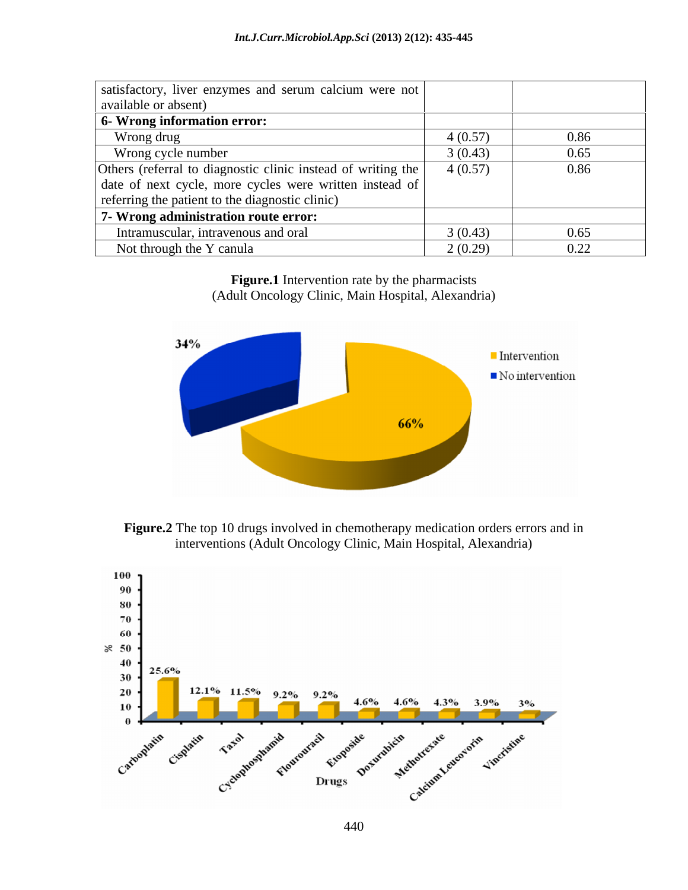| | | |
|---|---|---|
| satisfactory, liver enzymes and serum calcium were not available or absent) | | |
| **6- Wrong information error:** | | |
| Wrong drug | 4 (0.57) | 0.86 |
| Wrong cycle number | 3 (0.43) | 0.65 |
| Others (referral to diagnostic clinic instead of writing the date of next cycle, more cycles were written instead of referring the patient to the diagnostic clinic) | 4 (0.57) | 0.86 |
| **7- Wrong administration route error:** | | |
| Intramuscular, intravenous and oral | 3 (0.43) | 0.65 |
| Not through the Y canula | 2 (0.29) | 0.22 |

**Figure.1** Intervention rate by the pharmacists (Adult Oncology Clinic, Main Hospital, Alexandria)

34%

66%

Intervention

No intervention

**Figure.2** The top 10 drugs involved in chemotherapy medication orders errors and in interventions (Adult Oncology Clinic, Main Hospital, Alexandria)

%

100
90
80
70
60
50
40
30
20
10
0

25.6%
12.1%
11.5%
9.2%
9.2%
4.6%
4.6%
4.3%
3.9%
3%

Carboplatin
Cisplatin
Taxol
Cyclophosphamid
Flourouracil
Etoposide
Doxurubicin
Methotrexate
Calcium Leucovorin
Vincristine

Drugs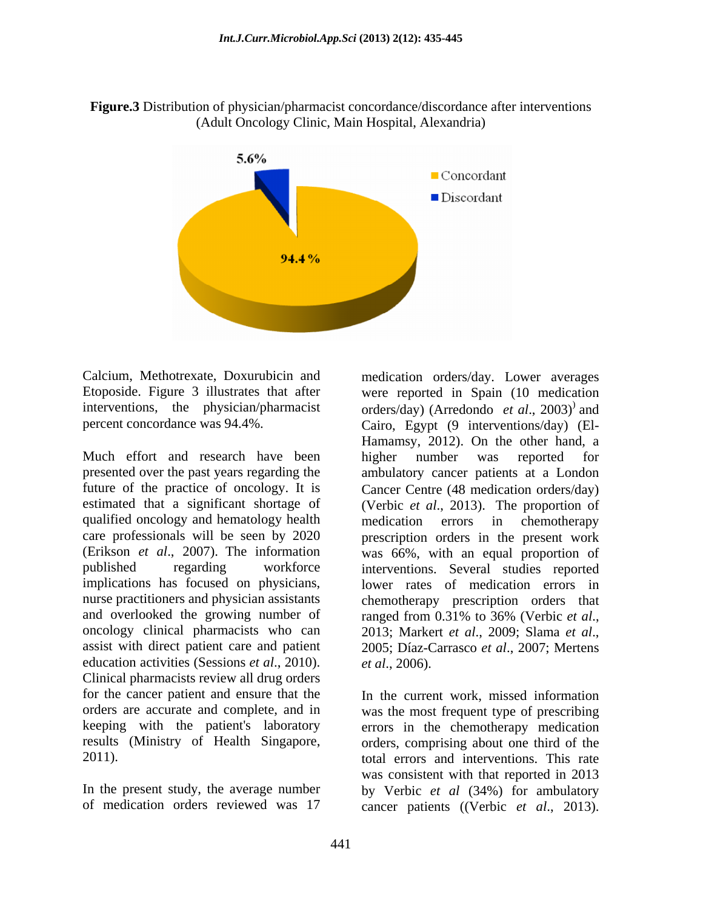**Figure.3** Distribution of physician/pharmacist concordance/discordance after interventions (Adult Oncology Clinic, Main Hospital, Alexandria)

5.6%

94.4 %

Concordant

Discordant

Calcium, Methotrexate, Doxurubicin and Etoposide. Figure 3 illustrates that after interventions, the physician/pharmacist percent concordance was 94.4%.

Much effort and research have been presented over the past years regarding the future of the practice of oncology. It is estimated that a significant shortage of qualified oncology and hematology health care professionals will be seen by 2020 (Erikson *et al*., 2007). The information published regarding workforce implications has focused on physicians, nurse practitioners and physician assistants and overlooked the growing number of oncology clinical pharmacists who can assist with direct patient care and patient education activities (Sessions *et al*., 2010). Clinical pharmacists review all drug orders for the cancer patient and ensure that the orders are accurate and complete, and in keeping with the patient's laboratory results (Ministry of Health Singapore, 2011).

In the present study, the average number of medication orders reviewed was 17 medication orders/day. Lower averages were reported in Spain (10 medication orders/day) (Arredondo *et al*., 2003)) and Cairo, Egypt (9 interventions/day) (El-Hamamsy, 2012). On the other hand, a higher number was reported for ambulatory cancer patients at a London Cancer Centre (48 medication orders/day) (Verbic *et al*., 2013). The proportion of medication errors in chemotherapy prescription orders in the present work was 66%, with an equal proportion of interventions. Several studies reported lower rates of medication errors in chemotherapy prescription orders that ranged from 0.31% to 36% (Verbic *et al*., 2013; Markert *et al*., 2009; Slama *et al*., 2005; Díaz-Carrasco *et al*., 2007; Mertens *et al*., 2006).

In the current work, missed information was the most frequent type of prescribing errors in the chemotherapy medication orders, comprising about one third of the total errors and interventions. This rate was consistent with that reported in 2013 by Verbic *et al* (34%) for ambulatory cancer patients ((Verbic *et al*., 2013).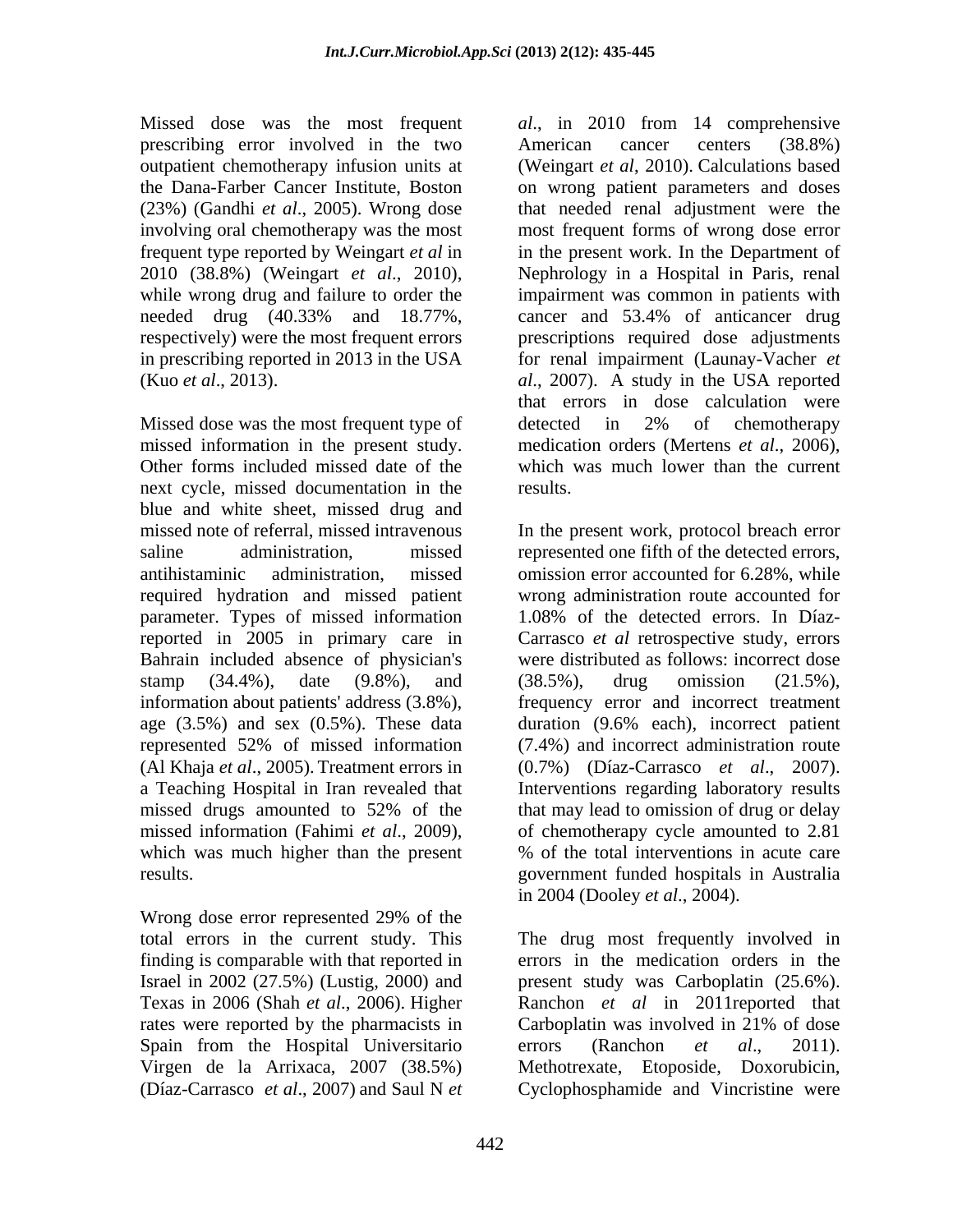Missed dose was the most frequent prescribing error involved in the two outpatient chemotherapy infusion units at the Dana-Farber Cancer Institute, Boston (23%) (Gandhi *et al*., 2005). Wrong dose involving oral chemotherapy was the most frequent type reported by Weingart *et al* in 2010 (38.8%) (Weingart *et al*., 2010), while wrong drug and failure to order the needed drug (40.33% and 18.77%, respectively) were the most frequent errors in prescribing reported in 2013 in the USA (Kuo *et al*., 2013).

Missed dose was the most frequent type of missed information in the present study. Other forms included missed date of the next cycle, missed documentation in the blue and white sheet, missed drug and missed note of referral, missed intravenous saline administration, missed antihistaminic administration, missed required hydration and missed patient parameter. Types of missed information reported in 2005 in primary care in Bahrain included absence of physician's stamp (34.4%), date (9.8%), and information about patients' address (3.8%), age (3.5%) and sex (0.5%). These data represented 52% of missed information (Al Khaja *et al*., 2005). Treatment errors in a Teaching Hospital in Iran revealed that missed drugs amounted to 52% of the missed information (Fahimi *et al*., 2009), which was much higher than the present results.

Wrong dose error represented 29% of the total errors in the current study. This finding is comparable with that reported in Israel in 2002 (27.5%) (Lustig, 2000) and Texas in 2006 (Shah *et al*., 2006). Higher rates were reported by the pharmacists in Spain from the Hospital Universitario Virgen de la Arrixaca, 2007 (38.5%) (Díaz-Carrasco *et al*., 2007) and Saul N *et al*., in 2010 from 14 comprehensive American cancer centers (38.8%) (Weingart *et al*, 2010). Calculations based on wrong patient parameters and doses that needed renal adjustment were the most frequent forms of wrong dose error in the present work. In the Department of Nephrology in a Hospital in Paris, renal impairment was common in patients with cancer and 53.4% of anticancer drug prescriptions required dose adjustments for renal impairment (Launay-Vacher *et al*., 2007). A study in the USA reported that errors in dose calculation were detected in 2% of chemotherapy medication orders (Mertens *et al*., 2006), which was much lower than the current results.

In the present work, protocol breach error represented one fifth of the detected errors, omission error accounted for 6.28%, while wrong administration route accounted for 1.08% of the detected errors. In Díaz-Carrasco *et al* retrospective study, errors were distributed as follows: incorrect dose (38.5%), drug omission (21.5%), frequency error and incorrect treatment duration (9.6% each), incorrect patient (7.4%) and incorrect administration route (0.7%) (Díaz-Carrasco *et al*., 2007). Interventions regarding laboratory results that may lead to omission of drug or delay of chemotherapy cycle amounted to 2.81 % of the total interventions in acute care government funded hospitals in Australia in 2004 (Dooley *et al*., 2004).

The drug most frequently involved in errors in the medication orders in the present study was Carboplatin (25.6%). Ranchon *et al* in 2011reported that Carboplatin was involved in 21% of dose errors (Ranchon *et al*., 2011). Methotrexate, Etoposide, Doxorubicin, Cyclophosphamide and Vincristine were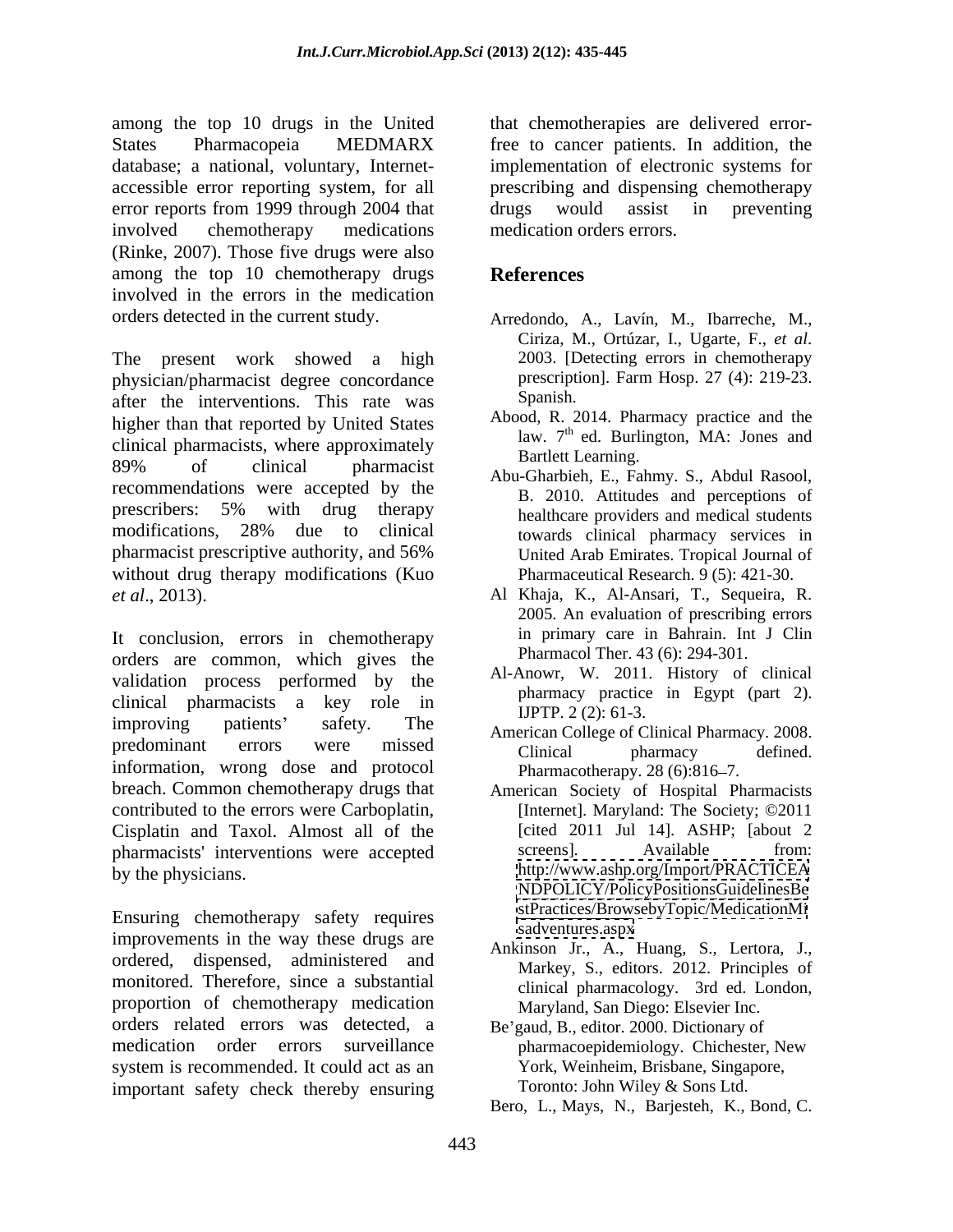among the top 10 drugs in the United States Pharmacopeia MEDMARX database; a national, voluntary, Internet-accessible error reporting system, for all error reports from 1999 through 2004 that involved chemotherapy medications (Rinke, 2007). Those five drugs were also among the top 10 chemotherapy drugs involved in the errors in the medication orders detected in the current study.

The present work showed a high physician/pharmacist degree concordance after the interventions. This rate was higher than that reported by United States clinical pharmacists, where approximately 89% of clinical pharmacist recommendations were accepted by the prescribers: 5% with drug therapy modifications, 28% due to clinical pharmacist prescriptive authority, and 56% without drug therapy modifications (Kuo *et al*., 2013).

It conclusion, errors in chemotherapy orders are common, which gives the validation process performed by the clinical pharmacists a key role in improving patients' safety. The predominant errors were missed information, wrong dose and protocol breach. Common chemotherapy drugs that contributed to the errors were Carboplatin, Cisplatin and Taxol. Almost all of the pharmacists' interventions were accepted by the physicians.

Ensuring chemotherapy safety requires improvements in the way these drugs are ordered, dispensed, administered and monitored. Therefore, since a substantial proportion of chemotherapy medication orders related errors was detected, a medication order errors surveillance system is recommended. It could act as an important safety check thereby ensuring that chemotherapies are delivered error-free to cancer patients. In addition, the implementation of electronic systems for prescribing and dispensing chemotherapy drugs would assist in preventing medication orders errors.

## References

Arredondo, A., Lavín, M., Ibarreche, M., Ciriza, M., Ortúzar, I., Ugarte, F., *et al.* 2003. [Detecting errors in chemotherapy prescription]. Farm Hosp. 27 (4): 219-23. Spanish.

Abood, R. 2014. Pharmacy practice and the law. 7th ed. Burlington, MA: Jones and Bartlett Learning.

Abu-Gharbieh, E., Fahmy. S., Abdul Rasool, B. 2010. Attitudes and perceptions of healthcare providers and medical students towards clinical pharmacy services in United Arab Emirates. Tropical Journal of Pharmaceutical Research. 9 (5): 421-30.

Al Khaja, K., Al-Ansari, T., Sequeira, R. 2005. An evaluation of prescribing errors in primary care in Bahrain. Int J Clin Pharmacol Ther. 43 (6): 294-301.

Al-Anowr, W. 2011. History of clinical pharmacy practice in Egypt (part 2). IJPTP. 2 (2): 61-3.

American College of Clinical Pharmacy. 2008. Clinical pharmacy defined. Pharmacotherapy. 28 (6):816–7.

American Society of Hospital Pharmacists [Internet]. Maryland: The Society; ©2011 [cited 2011 Jul 14]. ASHP; [about 2 screens]. Available from: http://www.ashp.org/Import/PRACTICEANDPOLICY/PolicyPositionsGuidelinesBestPractices/BrowsebyTopic/MedicationMisadventures.aspx

Ankinson Jr., A., Huang, S., Lertora, J., Markey, S., editors. 2012. Principles of clinical pharmacology. 3rd ed. London, Maryland, San Diego: Elsevier Inc.

Be'gaud, B., editor. 2000. Dictionary of pharmacoepidemiology. Chichester, New York, Weinheim, Brisbane, Singapore, Toronto: John Wiley & Sons Ltd.

Bero, L., Mays, N., Barjesteh, K., Bond, C.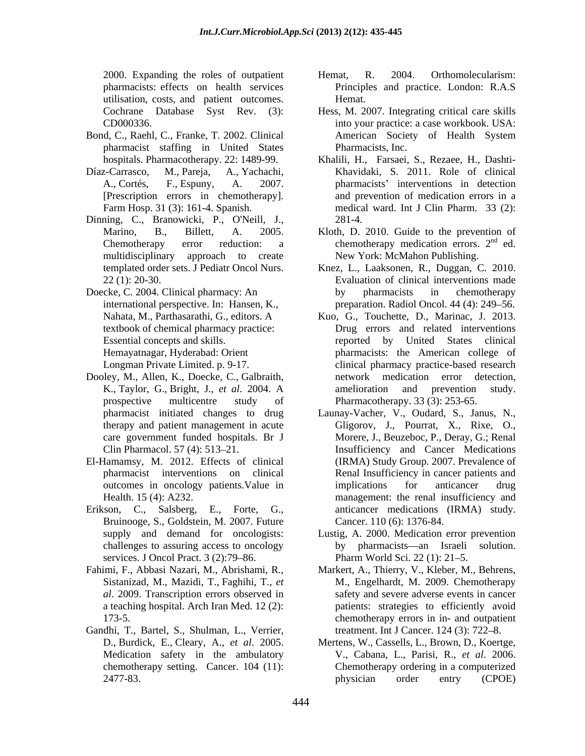2000. Expanding the roles of outpatient pharmacists: effects on health services utilisation, costs, and patient outcomes. Cochrane Database Syst Rev. (3): CD000336.

Bond, C., Raehl, C., Franke, T. 2002. Clinical pharmacist staffing in United States hospitals. Pharmacotherapy. 22: 1489-99.

Díaz-Carrasco, M., Pareja, A., Yachachi, A., Cortés, F., Espuny, A. 2007. [Prescription errors in chemotherapy]. Farm Hosp. 31 (3): 161-4. Spanish.

Dinning, C., Branowicki, P., O'Neill, J., Marino, B., Billett, A. 2005. Chemotherapy error reduction: a multidisciplinary approach to create templated order sets. J Pediatr Oncol Nurs. 22 (1): 20-30.

Doecke, C. 2004. Clinical pharmacy: An international perspective. In: Hansen, K., Nahata, M., Parthasarathi, G., editors. A textbook of chemical pharmacy practice: Essential concepts and skills. Hemayatnagar, Hyderabad: Orient Longman Private Limited. p. 9-17.

Dooley, M., Allen, K., Doecke, C., Galbraith, K., Taylor, G., Bright, J., *et al*. 2004. A prospective multicentre study of pharmacist initiated changes to drug therapy and patient management in acute care government funded hospitals. Br J Clin Pharmacol. 57 (4): 513–21.

El-Hamamsy, M. 2012. Effects of clinical pharmacist interventions on clinical outcomes in oncology patients.Value in Health. 15 (4): A232.

Erikson, C., Salsberg, E., Forte, G., Bruinooge, S., Goldstein, M. 2007. Future supply and demand for oncologists: challenges to assuring access to oncology services. J Oncol Pract. 3 (2):79–86.

Fahimi, F., Abbasi Nazari, M., Abrishami, R., Sistanizad, M., Mazidi, T., Faghihi, T., *et al*. 2009. Transcription errors observed in a teaching hospital. Arch Iran Med. 12 (2): 173-5.

Gandhi, T., Bartel, S., Shulman, L., Verrier, D., Burdick, E., Cleary, A., *et al*. 2005. Medication safety in the ambulatory chemotherapy setting. Cancer. 104 (11): 2477-83.

Hemat, R. 2004. Orthomolecularism: Principles and practice. London: R.A.S Hemat.

Hess, M. 2007. Integrating critical care skills into your practice: a case workbook. USA: American Society of Health System Pharmacists, Inc.

Khalili, H., Farsaei, S., Rezaee, H., Dashti-Khavidaki, S. 2011. Role of clinical pharmacists' interventions in detection and prevention of medication errors in a medical ward. Int J Clin Pharm. 33 (2): 281-4.

Kloth, D. 2010. Guide to the prevention of chemotherapy medication errors. 2nd ed. New York: McMahon Publishing.

Knez, L., Laaksonen, R., Duggan, C. 2010. Evaluation of clinical interventions made by pharmacists in chemotherapy preparation. Radiol Oncol. 44 (4): 249–56.

Kuo, G., Touchette, D., Marinac, J. 2013. Drug errors and related interventions reported by United States clinical pharmacists: the American college of clinical pharmacy practice-based research network medication error detection, amelioration and prevention study. Pharmacotherapy. 33 (3): 253-65.

Launay-Vacher, V., Oudard, S., Janus, N., Gligorov, J., Pourrat, X., Rixe, O., Morere, J., Beuzeboc, P., Deray, G.; Renal Insufficiency and Cancer Medications (IRMA) Study Group. 2007. Prevalence of Renal Insufficiency in cancer patients and implications for anticancer drug management: the renal insufficiency and anticancer medications (IRMA) study. Cancer. 110 (6): 1376-84.

Lustig, A. 2000. Medication error prevention by pharmacists—an Israeli solution. Pharm World Sci. 22 (1): 21–5.

Markert, A., Thierry, V., Kleber, M., Behrens, M., Engelhardt, M. 2009. Chemotherapy safety and severe adverse events in cancer patients: strategies to efficiently avoid chemotherapy errors in in- and outpatient treatment. Int J Cancer. 124 (3): 722–8.

Mertens, W., Cassells, L., Brown, D., Koertge, V., Cabana, L., Parisi, R., *et al*. 2006. Chemotherapy ordering in a computerized physician order entry (CPOE)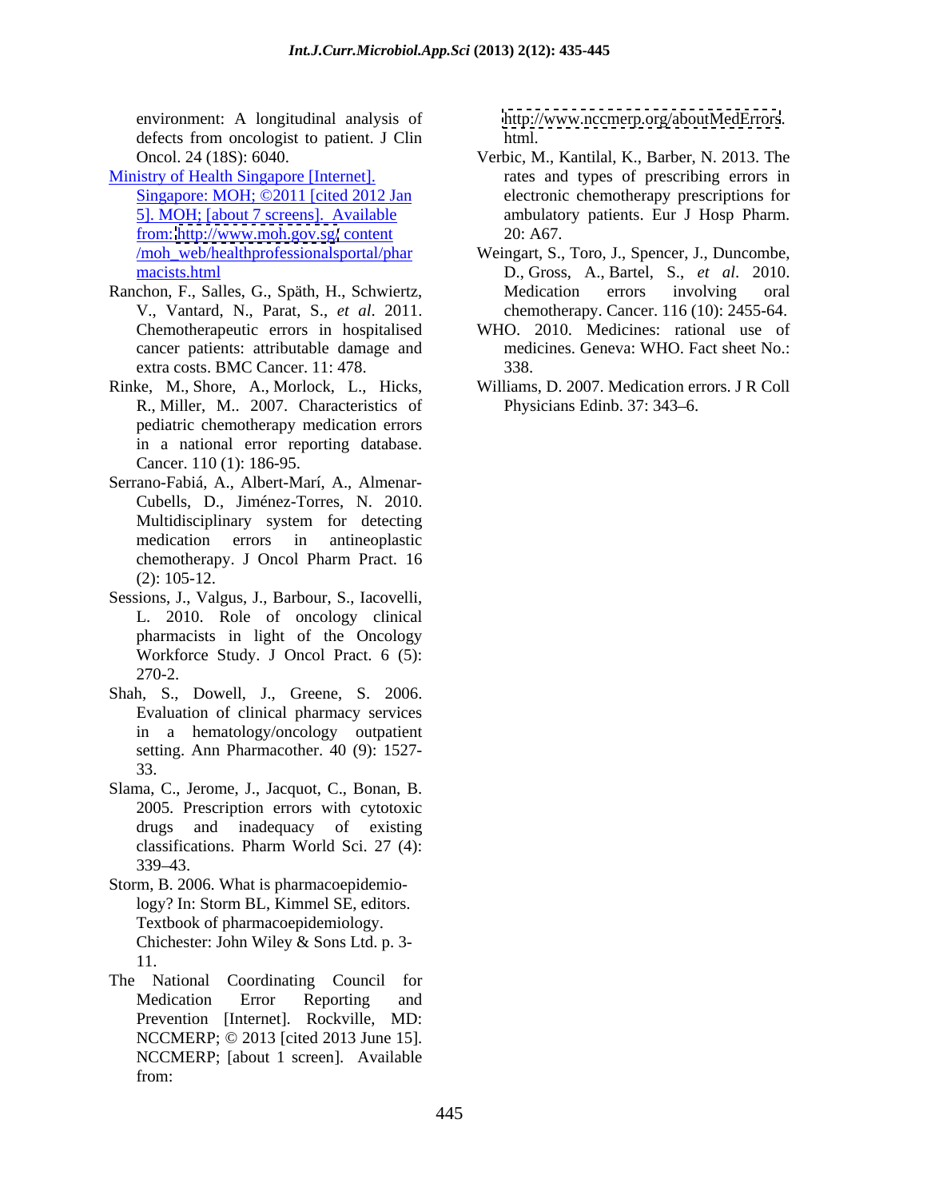environment: A longitudinal analysis of defects from oncologist to patient. J Clin Oncol. 24 (18S): 6040.

Ministry of Health Singapore [Internet]. Singapore: MOH; ©2011 [cited 2012 Jan 5]. MOH; [about 7 screens]. Available from: http://www.moh.gov.sg/ content /moh_web/healthprofessionalsportal/phar macists.html

Ranchon, F., Salles, G., Späth, H., Schwiertz, V., Vantard, N., Parat, S., *et al*. 2011. Chemotherapeutic errors in hospitalised cancer patients: attributable damage and extra costs. BMC Cancer. 11: 478.

Rinke, M., Shore, A., Morlock, L., Hicks, R., Miller, M.. 2007. Characteristics of pediatric chemotherapy medication errors in a national error reporting database. Cancer. 110 (1): 186-95.

Serrano-Fabiá, A., Albert-Marí, A., Almenar-Cubells, D., Jiménez-Torres, N. 2010. Multidisciplinary system for detecting medication errors in antineoplastic chemotherapy. J Oncol Pharm Pract. 16 (2): 105-12.

Sessions, J., Valgus, J., Barbour, S., Iacovelli, L. 2010. Role of oncology clinical pharmacists in light of the Oncology Workforce Study. J Oncol Pract. 6 (5): 270-2.

Shah, S., Dowell, J., Greene, S. 2006. Evaluation of clinical pharmacy services in a hematology/oncology outpatient setting. Ann Pharmacother. 40 (9): 1527-33.

Slama, C., Jerome, J., Jacquot, C., Bonan, B. 2005. Prescription errors with cytotoxic drugs and inadequacy of existing classifications. Pharm World Sci. 27 (4): 339–43.

Storm, B. 2006. What is pharmacoepidemio-logy? In: Storm BL, Kimmel SE, editors. Textbook of pharmacoepidemiology. Chichester: John Wiley & Sons Ltd. p. 3-11.

The National Coordinating Council for Medication Error Reporting and Prevention [Internet]. Rockville, MD: NCCMERP; © 2013 [cited 2013 June 15]. NCCMERP; [about 1 screen]. Available from: http://www.nccmerp.org/aboutMedErrors. html.

Verbic, M., Kantilal, K., Barber, N. 2013. The rates and types of prescribing errors in electronic chemotherapy prescriptions for ambulatory patients. Eur J Hosp Pharm. 20: A67.

Weingart, S., Toro, J., Spencer, J., Duncombe, D., Gross, A., Bartel, S., *et al*. 2010. Medication errors involving oral chemotherapy. Cancer. 116 (10): 2455-64.

WHO. 2010. Medicines: rational use of medicines. Geneva: WHO. Fact sheet No.: 338.

Williams, D. 2007. Medication errors. J R Coll Physicians Edinb. 37: 343–6.